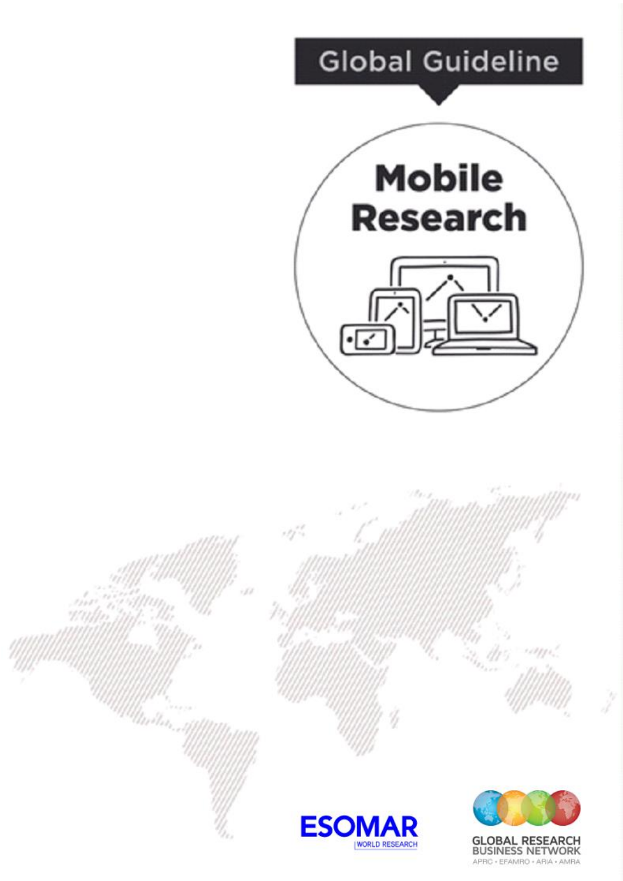Global Guideline

# Mobile Research

ESOMAR
WORLD RESEARCH

GLOBAL RESEARCH BUSINESS NETWORK
APRC · EFAMRO · ARIA · AMRA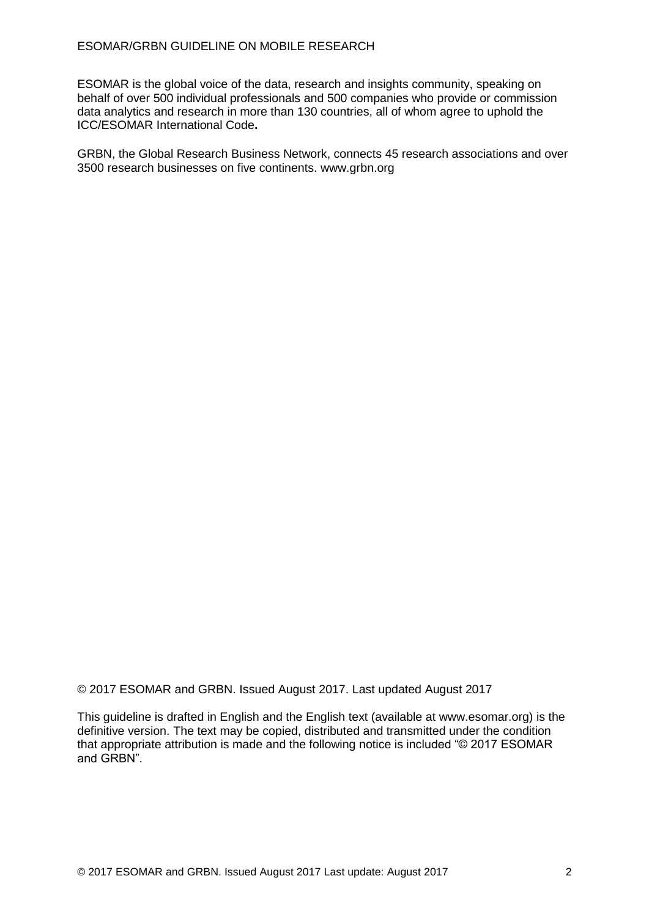ESOMAR is the global voice of the data, research and insights community, speaking on behalf of over 500 individual professionals and 500 companies who provide or commission data analytics and research in more than 130 countries, all of whom agree to uphold the ICC/ESOMAR International Code**.**

GRBN, the Global Research Business Network, connects 45 research associations and over 3500 research businesses on five continents. www.grbn.org

© 2017 ESOMAR and GRBN. Issued August 2017. Last updated August 2017

This guideline is drafted in English and the English text (available at www.esomar.org) is the definitive version. The text may be copied, distributed and transmitted under the condition that appropriate attribution is made and the following notice is included "© 2017 ESOMAR and GRBN".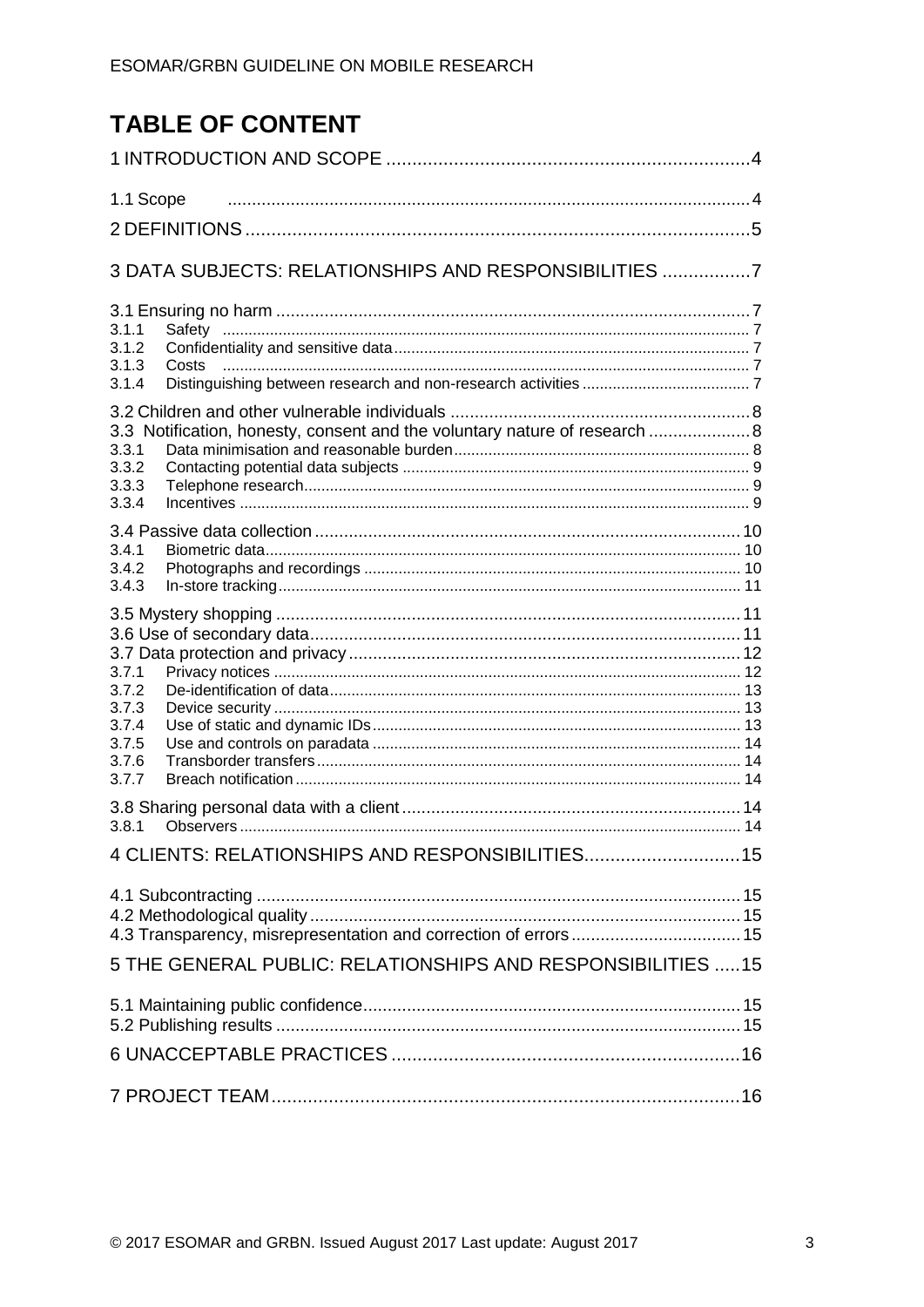# TABLE OF CONTENT

1 INTRODUCTION AND SCOPE ......................................................................4

1.1 Scope ..........................................................................................................4

2 DEFINITIONS ..................................................................................................5

3 DATA SUBJECTS: RELATIONSHIPS AND RESPONSIBILITIES .................7

3.1 Ensuring no harm ................................................................................................7
3.1.1 Safety ........................................................................................................ 7
3.1.2 Confidentiality and sensitive data .................................................................................. 7
3.1.3 Costs ........................................................................................................ 7
3.1.4 Distinguishing between research and non-research activities ....................................... 7

3.2 Children and other vulnerable individuals .............................................................8
3.3 Notification, honesty, consent and the voluntary nature of research .....................8
3.3.1 Data minimisation and reasonable burden .................................................................... 8
3.3.2 Contacting potential data subjects ................................................................................ 9
3.3.3 Telephone research....................................................................................................... 9
3.3.4 Incentives ...................................................................................................................... 9

3.4 Passive data collection ....................................................................................... 10
3.4.1 Biometric data.............................................................................................................. 10
3.4.2 Photographs and recordings ....................................................................................... 10
3.4.3 In-store tracking........................................................................................................... 11

3.5 Mystery shopping ............................................................................................... 11
3.6 Use of secondary data........................................................................................ 11
3.7 Data protection and privacy ................................................................................ 12
3.7.1 Privacy notices ............................................................................................................ 12
3.7.2 De-identification of data............................................................................................... 13
3.7.3 Device security ............................................................................................................ 13
3.7.4 Use of static and dynamic IDs ..................................................................................... 13
3.7.5 Use and controls on paradata ..................................................................................... 14
3.7.6 Transborder transfers .................................................................................................. 14
3.7.7 Breach notification ....................................................................................................... 14

3.8 Sharing personal data with a client ...................................................................... 14
3.8.1 Observers .................................................................................................................... 14

4 CLIENTS: RELATIONSHIPS AND RESPONSIBILITIES..............................15

4.1 Subcontracting ................................................................................................... 15
4.2 Methodological quality ........................................................................................ 15
4.3 Transparency, misrepresentation and correction of errors .................................... 15

5 THE GENERAL PUBLIC: RELATIONSHIPS AND RESPONSIBILITIES .....15

5.1 Maintaining public confidence............................................................................. 15
5.2 Publishing results ............................................................................................... 15

6 UNACCEPTABLE PRACTICES ....................................................................16

7 PROJECT TEAM...........................................................................................16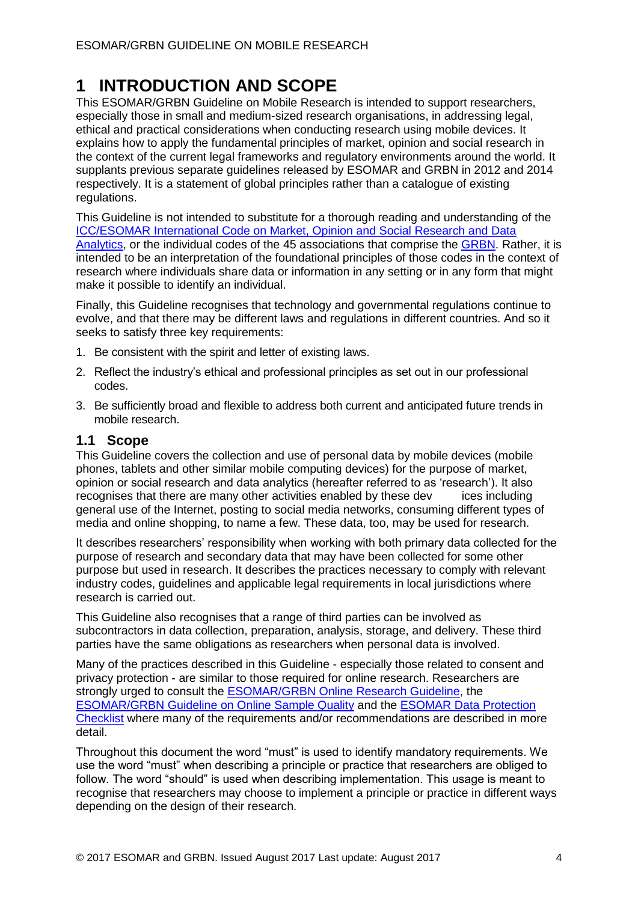# 1 INTRODUCTION AND SCOPE

This ESOMAR/GRBN Guideline on Mobile Research is intended to support researchers, especially those in small and medium-sized research organisations, in addressing legal, ethical and practical considerations when conducting research using mobile devices. It explains how to apply the fundamental principles of market, opinion and social research in the context of the current legal frameworks and regulatory environments around the world. It supplants previous separate guidelines released by ESOMAR and GRBN in 2012 and 2014 respectively. It is a statement of global principles rather than a catalogue of existing regulations.

This Guideline is not intended to substitute for a thorough reading and understanding of the ICC/ESOMAR International Code on Market, Opinion and Social Research and Data Analytics, or the individual codes of the 45 associations that comprise the GRBN. Rather, it is intended to be an interpretation of the foundational principles of those codes in the context of research where individuals share data or information in any setting or in any form that might make it possible to identify an individual.

Finally, this Guideline recognises that technology and governmental regulations continue to evolve, and that there may be different laws and regulations in different countries. And so it seeks to satisfy three key requirements:

1. Be consistent with the spirit and letter of existing laws.
2. Reflect the industry's ethical and professional principles as set out in our professional codes.
3. Be sufficiently broad and flexible to address both current and anticipated future trends in mobile research.

## 1.1 Scope

This Guideline covers the collection and use of personal data by mobile devices (mobile phones, tablets and other similar mobile computing devices) for the purpose of market, opinion or social research and data analytics (hereafter referred to as 'research'). It also recognises that there are many other activities enabled by these devices including general use of the Internet, posting to social media networks, consuming different types of media and online shopping, to name a few. These data, too, may be used for research.

It describes researchers' responsibility when working with both primary data collected for the purpose of research and secondary data that may have been collected for some other purpose but used in research. It describes the practices necessary to comply with relevant industry codes, guidelines and applicable legal requirements in local jurisdictions where research is carried out.

This Guideline also recognises that a range of third parties can be involved as subcontractors in data collection, preparation, analysis, storage, and delivery. These third parties have the same obligations as researchers when personal data is involved.

Many of the practices described in this Guideline - especially those related to consent and privacy protection - are similar to those required for online research. Researchers are strongly urged to consult the ESOMAR/GRBN Online Research Guideline, the ESOMAR/GRBN Guideline on Online Sample Quality and the ESOMAR Data Protection Checklist where many of the requirements and/or recommendations are described in more detail.

Throughout this document the word "must" is used to identify mandatory requirements. We use the word "must" when describing a principle or practice that researchers are obliged to follow. The word "should" is used when describing implementation. This usage is meant to recognise that researchers may choose to implement a principle or practice in different ways depending on the design of their research.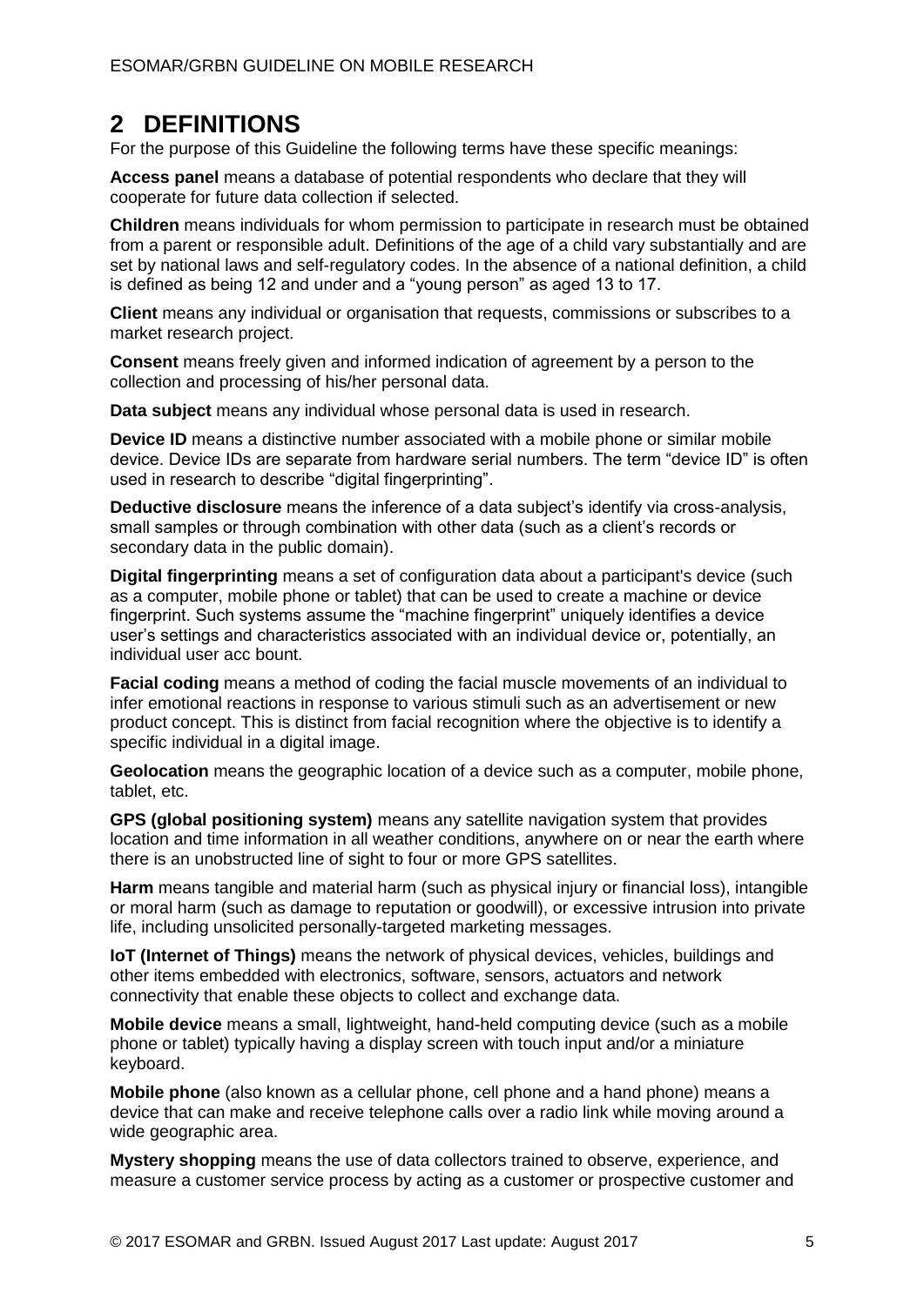# 2 DEFINITIONS

For the purpose of this Guideline the following terms have these specific meanings:

**Access panel** means a database of potential respondents who declare that they will cooperate for future data collection if selected.

**Children** means individuals for whom permission to participate in research must be obtained from a parent or responsible adult. Definitions of the age of a child vary substantially and are set by national laws and self-regulatory codes. In the absence of a national definition, a child is defined as being 12 and under and a "young person" as aged 13 to 17.

**Client** means any individual or organisation that requests, commissions or subscribes to a market research project.

**Consent** means freely given and informed indication of agreement by a person to the collection and processing of his/her personal data.

**Data subject** means any individual whose personal data is used in research.

**Device ID** means a distinctive number associated with a mobile phone or similar mobile device. Device IDs are separate from hardware serial numbers. The term "device ID" is often used in research to describe "digital fingerprinting".

**Deductive disclosure** means the inference of a data subject's identify via cross-analysis, small samples or through combination with other data (such as a client's records or secondary data in the public domain).

**Digital fingerprinting** means a set of configuration data about a participant's device (such as a computer, mobile phone or tablet) that can be used to create a machine or device fingerprint. Such systems assume the "machine fingerprint" uniquely identifies a device user's settings and characteristics associated with an individual device or, potentially, an individual user acc bount.

**Facial coding** means a method of coding the facial muscle movements of an individual to infer emotional reactions in response to various stimuli such as an advertisement or new product concept. This is distinct from facial recognition where the objective is to identify a specific individual in a digital image.

**Geolocation** means the geographic location of a device such as a computer, mobile phone, tablet, etc.

**GPS (global positioning system)** means any satellite navigation system that provides location and time information in all weather conditions, anywhere on or near the earth where there is an unobstructed line of sight to four or more GPS satellites.

**Harm** means tangible and material harm (such as physical injury or financial loss), intangible or moral harm (such as damage to reputation or goodwill), or excessive intrusion into private life, including unsolicited personally-targeted marketing messages.

**IoT (Internet of Things)** means the network of physical devices, vehicles, buildings and other items embedded with electronics, software, sensors, actuators and network connectivity that enable these objects to collect and exchange data.

**Mobile device** means a small, lightweight, hand-held computing device (such as a mobile phone or tablet) typically having a display screen with touch input and/or a miniature keyboard.

**Mobile phone** (also known as a cellular phone, cell phone and a hand phone) means a device that can make and receive telephone calls over a radio link while moving around a wide geographic area.

**Mystery shopping** means the use of data collectors trained to observe, experience, and measure a customer service process by acting as a customer or prospective customer and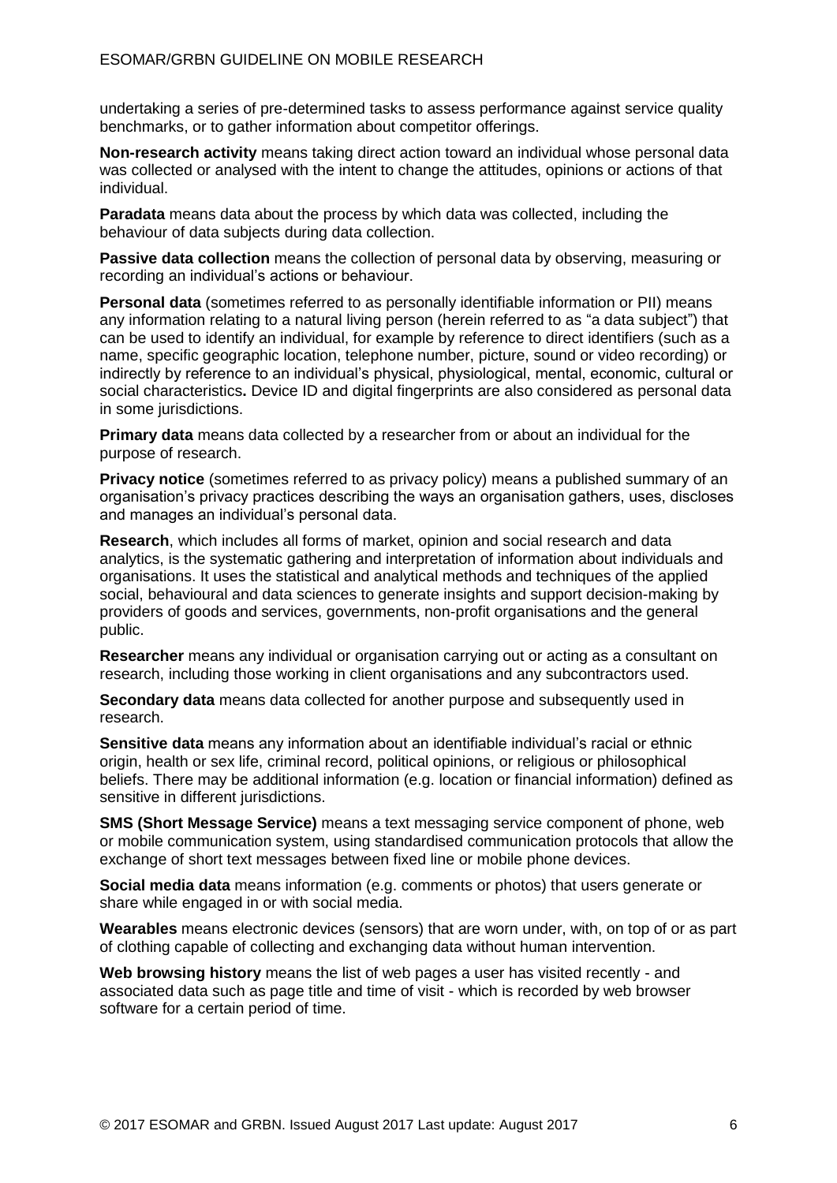undertaking a series of pre-determined tasks to assess performance against service quality benchmarks, or to gather information about competitor offerings.

**Non-research activity** means taking direct action toward an individual whose personal data was collected or analysed with the intent to change the attitudes, opinions or actions of that individual.

**Paradata** means data about the process by which data was collected, including the behaviour of data subjects during data collection.

**Passive data collection** means the collection of personal data by observing, measuring or recording an individual's actions or behaviour.

**Personal data** (sometimes referred to as personally identifiable information or PII) means any information relating to a natural living person (herein referred to as "a data subject") that can be used to identify an individual, for example by reference to direct identifiers (such as a name, specific geographic location, telephone number, picture, sound or video recording) or indirectly by reference to an individual's physical, physiological, mental, economic, cultural or social characteristics**.** Device ID and digital fingerprints are also considered as personal data in some jurisdictions.

**Primary data** means data collected by a researcher from or about an individual for the purpose of research.

**Privacy notice** (sometimes referred to as privacy policy) means a published summary of an organisation's privacy practices describing the ways an organisation gathers, uses, discloses and manages an individual's personal data.

**Research**, which includes all forms of market, opinion and social research and data analytics, is the systematic gathering and interpretation of information about individuals and organisations. It uses the statistical and analytical methods and techniques of the applied social, behavioural and data sciences to generate insights and support decision-making by providers of goods and services, governments, non-profit organisations and the general public.

**Researcher** means any individual or organisation carrying out or acting as a consultant on research, including those working in client organisations and any subcontractors used.

**Secondary data** means data collected for another purpose and subsequently used in research.

**Sensitive data** means any information about an identifiable individual's racial or ethnic origin, health or sex life, criminal record, political opinions, or religious or philosophical beliefs. There may be additional information (e.g. location or financial information) defined as sensitive in different jurisdictions.

**SMS (Short Message Service)** means a text messaging service component of phone, web or mobile communication system, using standardised communication protocols that allow the exchange of short text messages between fixed line or mobile phone devices.

**Social media data** means information (e.g. comments or photos) that users generate or share while engaged in or with social media.

**Wearables** means electronic devices (sensors) that are worn under, with, on top of or as part of clothing capable of collecting and exchanging data without human intervention.

**Web browsing history** means the list of web pages a user has visited recently - and associated data such as page title and time of visit - which is recorded by web browser software for a certain period of time.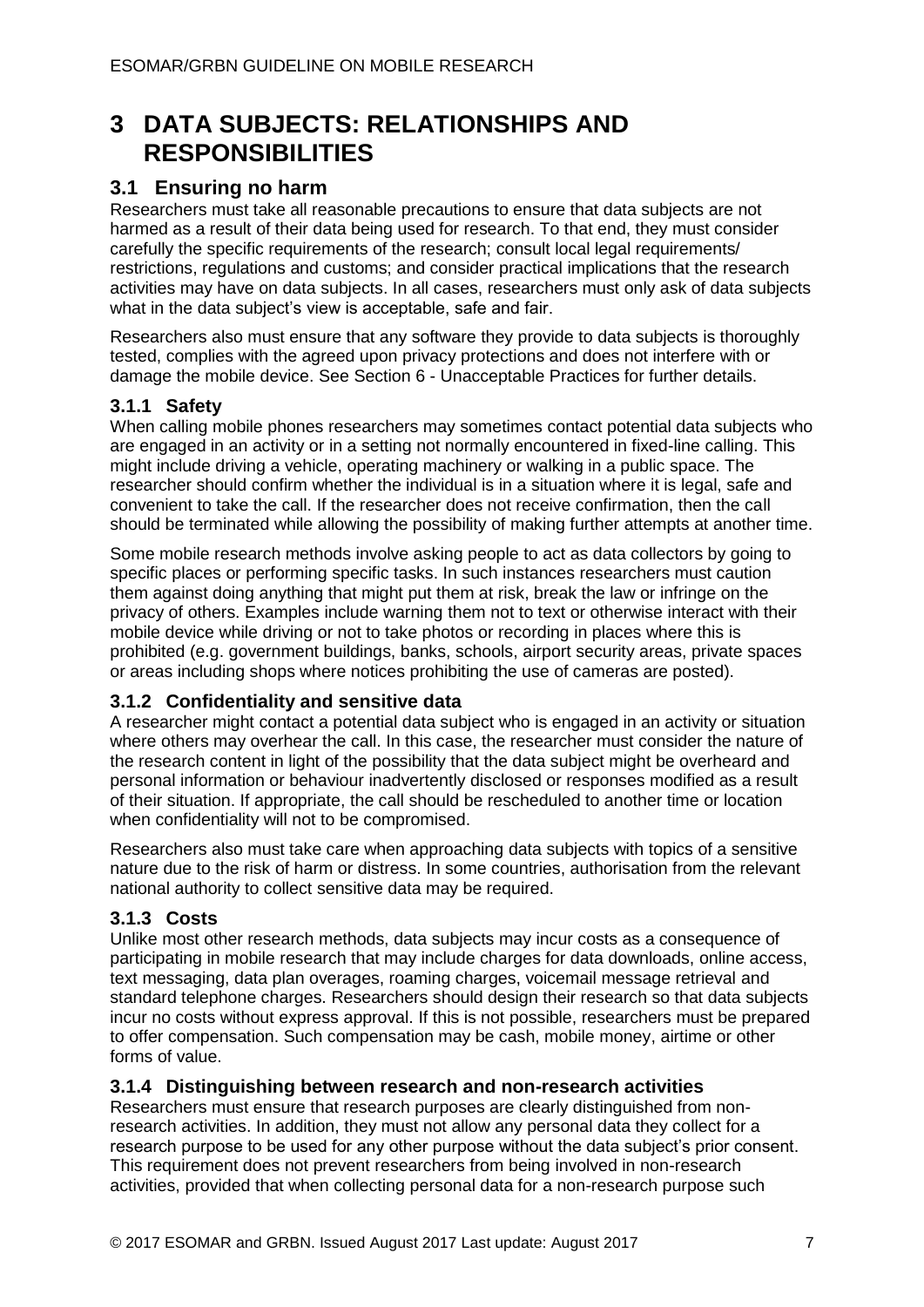# 3 DATA SUBJECTS: RELATIONSHIPS AND RESPONSIBILITIES

## 3.1 Ensuring no harm

Researchers must take all reasonable precautions to ensure that data subjects are not harmed as a result of their data being used for research. To that end, they must consider carefully the specific requirements of the research; consult local legal requirements/ restrictions, regulations and customs; and consider practical implications that the research activities may have on data subjects. In all cases, researchers must only ask of data subjects what in the data subject's view is acceptable, safe and fair.

Researchers also must ensure that any software they provide to data subjects is thoroughly tested, complies with the agreed upon privacy protections and does not interfere with or damage the mobile device. See Section 6 - Unacceptable Practices for further details.

### 3.1.1 Safety

When calling mobile phones researchers may sometimes contact potential data subjects who are engaged in an activity or in a setting not normally encountered in fixed-line calling. This might include driving a vehicle, operating machinery or walking in a public space. The researcher should confirm whether the individual is in a situation where it is legal, safe and convenient to take the call. If the researcher does not receive confirmation, then the call should be terminated while allowing the possibility of making further attempts at another time.

Some mobile research methods involve asking people to act as data collectors by going to specific places or performing specific tasks. In such instances researchers must caution them against doing anything that might put them at risk, break the law or infringe on the privacy of others. Examples include warning them not to text or otherwise interact with their mobile device while driving or not to take photos or recording in places where this is prohibited (e.g. government buildings, banks, schools, airport security areas, private spaces or areas including shops where notices prohibiting the use of cameras are posted).

### 3.1.2 Confidentiality and sensitive data

A researcher might contact a potential data subject who is engaged in an activity or situation where others may overhear the call. In this case, the researcher must consider the nature of the research content in light of the possibility that the data subject might be overheard and personal information or behaviour inadvertently disclosed or responses modified as a result of their situation. If appropriate, the call should be rescheduled to another time or location when confidentiality will not to be compromised.

Researchers also must take care when approaching data subjects with topics of a sensitive nature due to the risk of harm or distress. In some countries, authorisation from the relevant national authority to collect sensitive data may be required.

### 3.1.3 Costs

Unlike most other research methods, data subjects may incur costs as a consequence of participating in mobile research that may include charges for data downloads, online access, text messaging, data plan overages, roaming charges, voicemail message retrieval and standard telephone charges. Researchers should design their research so that data subjects incur no costs without express approval. If this is not possible, researchers must be prepared to offer compensation. Such compensation may be cash, mobile money, airtime or other forms of value.

### 3.1.4 Distinguishing between research and non-research activities

Researchers must ensure that research purposes are clearly distinguished from non-research activities. In addition, they must not allow any personal data they collect for a research purpose to be used for any other purpose without the data subject's prior consent. This requirement does not prevent researchers from being involved in non-research activities, provided that when collecting personal data for a non-research purpose such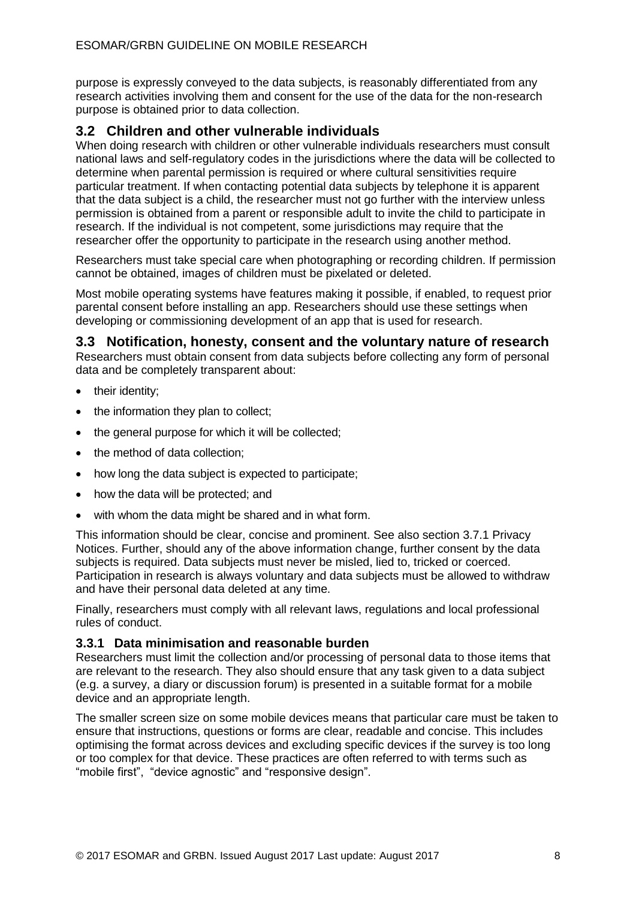purpose is expressly conveyed to the data subjects, is reasonably differentiated from any research activities involving them and consent for the use of the data for the non-research purpose is obtained prior to data collection.

## 3.2 Children and other vulnerable individuals

When doing research with children or other vulnerable individuals researchers must consult national laws and self-regulatory codes in the jurisdictions where the data will be collected to determine when parental permission is required or where cultural sensitivities require particular treatment. If when contacting potential data subjects by telephone it is apparent that the data subject is a child, the researcher must not go further with the interview unless permission is obtained from a parent or responsible adult to invite the child to participate in research. If the individual is not competent, some jurisdictions may require that the researcher offer the opportunity to participate in the research using another method.

Researchers must take special care when photographing or recording children. If permission cannot be obtained, images of children must be pixelated or deleted.

Most mobile operating systems have features making it possible, if enabled, to request prior parental consent before installing an app. Researchers should use these settings when developing or commissioning development of an app that is used for research.

## 3.3 Notification, honesty, consent and the voluntary nature of research

Researchers must obtain consent from data subjects before collecting any form of personal data and be completely transparent about:

- their identity;
- the information they plan to collect;
- the general purpose for which it will be collected;
- the method of data collection;
- how long the data subject is expected to participate;
- how the data will be protected; and
- with whom the data might be shared and in what form.

This information should be clear, concise and prominent. See also section 3.7.1 Privacy Notices. Further, should any of the above information change, further consent by the data subjects is required. Data subjects must never be misled, lied to, tricked or coerced. Participation in research is always voluntary and data subjects must be allowed to withdraw and have their personal data deleted at any time.

Finally, researchers must comply with all relevant laws, regulations and local professional rules of conduct.

### 3.3.1 Data minimisation and reasonable burden

Researchers must limit the collection and/or processing of personal data to those items that are relevant to the research. They also should ensure that any task given to a data subject (e.g. a survey, a diary or discussion forum) is presented in a suitable format for a mobile device and an appropriate length.

The smaller screen size on some mobile devices means that particular care must be taken to ensure that instructions, questions or forms are clear, readable and concise. This includes optimising the format across devices and excluding specific devices if the survey is too long or too complex for that device. These practices are often referred to with terms such as "mobile first", "device agnostic" and "responsive design".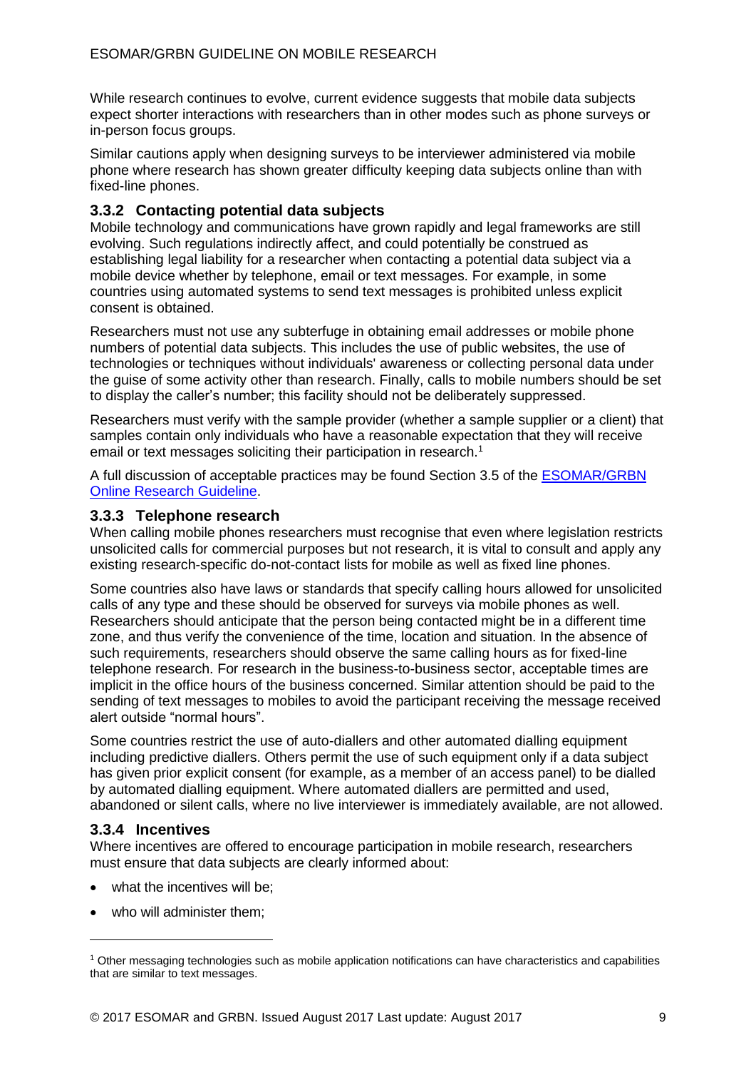While research continues to evolve, current evidence suggests that mobile data subjects expect shorter interactions with researchers than in other modes such as phone surveys or in-person focus groups.

Similar cautions apply when designing surveys to be interviewer administered via mobile phone where research has shown greater difficulty keeping data subjects online than with fixed-line phones.

### 3.3.2 Contacting potential data subjects

Mobile technology and communications have grown rapidly and legal frameworks are still evolving. Such regulations indirectly affect, and could potentially be construed as establishing legal liability for a researcher when contacting a potential data subject via a mobile device whether by telephone, email or text messages. For example, in some countries using automated systems to send text messages is prohibited unless explicit consent is obtained.

Researchers must not use any subterfuge in obtaining email addresses or mobile phone numbers of potential data subjects. This includes the use of public websites, the use of technologies or techniques without individuals' awareness or collecting personal data under the guise of some activity other than research. Finally, calls to mobile numbers should be set to display the caller's number; this facility should not be deliberately suppressed.

Researchers must verify with the sample provider (whether a sample supplier or a client) that samples contain only individuals who have a reasonable expectation that they will receive email or text messages soliciting their participation in research.[1]

A full discussion of acceptable practices may be found Section 3.5 of the [ESOMAR/GRBN Online Research Guideline](ESOMAR/GRBN Online Research Guideline).

### 3.3.3 Telephone research

When calling mobile phones researchers must recognise that even where legislation restricts unsolicited calls for commercial purposes but not research, it is vital to consult and apply any existing research-specific do-not-contact lists for mobile as well as fixed line phones.

Some countries also have laws or standards that specify calling hours allowed for unsolicited calls of any type and these should be observed for surveys via mobile phones as well. Researchers should anticipate that the person being contacted might be in a different time zone, and thus verify the convenience of the time, location and situation. In the absence of such requirements, researchers should observe the same calling hours as for fixed-line telephone research. For research in the business-to-business sector, acceptable times are implicit in the office hours of the business concerned. Similar attention should be paid to the sending of text messages to mobiles to avoid the participant receiving the message received alert outside "normal hours".

Some countries restrict the use of auto-diallers and other automated dialling equipment including predictive diallers. Others permit the use of such equipment only if a data subject has given prior explicit consent (for example, as a member of an access panel) to be dialled by automated dialling equipment. Where automated diallers are permitted and used, abandoned or silent calls, where no live interviewer is immediately available, are not allowed.

### 3.3.4 Incentives

Where incentives are offered to encourage participation in mobile research, researchers must ensure that data subjects are clearly informed about:

- what the incentives will be;
- who will administer them;

---

[1] Other messaging technologies such as mobile application notifications can have characteristics and capabilities that are similar to text messages.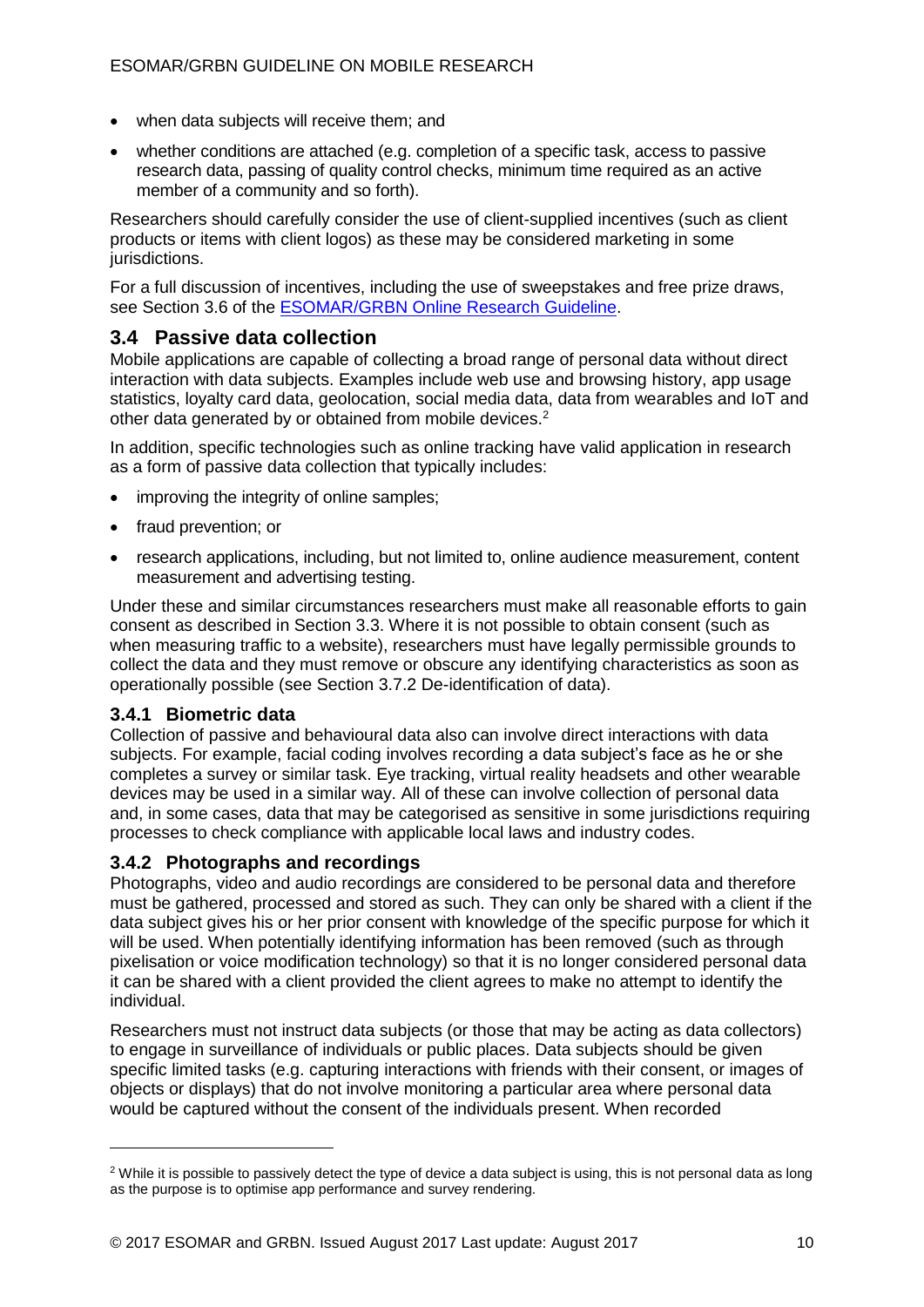- when data subjects will receive them; and
- whether conditions are attached (e.g. completion of a specific task, access to passive research data, passing of quality control checks, minimum time required as an active member of a community and so forth).

Researchers should carefully consider the use of client-supplied incentives (such as client products or items with client logos) as these may be considered marketing in some jurisdictions.

For a full discussion of incentives, including the use of sweepstakes and free prize draws, see Section 3.6 of the ESOMAR/GRBN Online Research Guideline.

## 3.4 Passive data collection

Mobile applications are capable of collecting a broad range of personal data without direct interaction with data subjects. Examples include web use and browsing history, app usage statistics, loyalty card data, geolocation, social media data, data from wearables and IoT and other data generated by or obtained from mobile devices.[2]

In addition, specific technologies such as online tracking have valid application in research as a form of passive data collection that typically includes:

- improving the integrity of online samples;
- fraud prevention; or
- research applications, including, but not limited to, online audience measurement, content measurement and advertising testing.

Under these and similar circumstances researchers must make all reasonable efforts to gain consent as described in Section 3.3. Where it is not possible to obtain consent (such as when measuring traffic to a website), researchers must have legally permissible grounds to collect the data and they must remove or obscure any identifying characteristics as soon as operationally possible (see Section 3.7.2 De-identification of data).

### 3.4.1 Biometric data

Collection of passive and behavioural data also can involve direct interactions with data subjects. For example, facial coding involves recording a data subject's face as he or she completes a survey or similar task. Eye tracking, virtual reality headsets and other wearable devices may be used in a similar way. All of these can involve collection of personal data and, in some cases, data that may be categorised as sensitive in some jurisdictions requiring processes to check compliance with applicable local laws and industry codes.

### 3.4.2 Photographs and recordings

Photographs, video and audio recordings are considered to be personal data and therefore must be gathered, processed and stored as such. They can only be shared with a client if the data subject gives his or her prior consent with knowledge of the specific purpose for which it will be used. When potentially identifying information has been removed (such as through pixelisation or voice modification technology) so that it is no longer considered personal data it can be shared with a client provided the client agrees to make no attempt to identify the individual.

Researchers must not instruct data subjects (or those that may be acting as data collectors) to engage in surveillance of individuals or public places. Data subjects should be given specific limited tasks (e.g. capturing interactions with friends with their consent, or images of objects or displays) that do not involve monitoring a particular area where personal data would be captured without the consent of the individuals present. When recorded

[2] While it is possible to passively detect the type of device a data subject is using, this is not personal data as long as the purpose is to optimise app performance and survey rendering.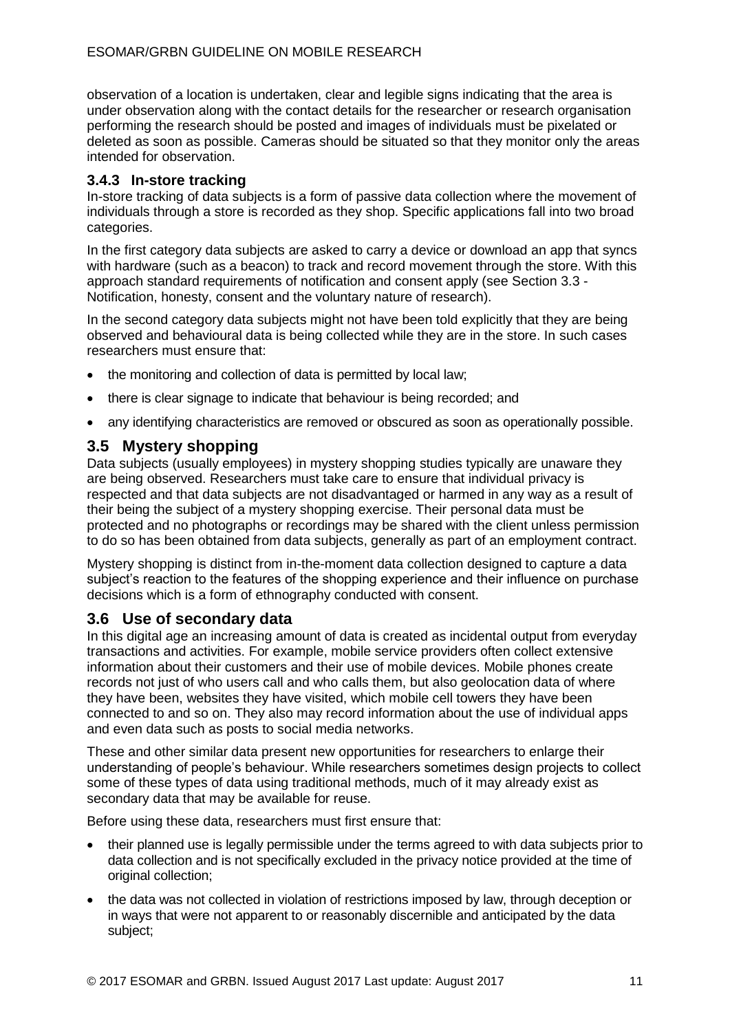observation of a location is undertaken, clear and legible signs indicating that the area is under observation along with the contact details for the researcher or research organisation performing the research should be posted and images of individuals must be pixelated or deleted as soon as possible. Cameras should be situated so that they monitor only the areas intended for observation.

### 3.4.3 In-store tracking

In-store tracking of data subjects is a form of passive data collection where the movement of individuals through a store is recorded as they shop. Specific applications fall into two broad categories.

In the first category data subjects are asked to carry a device or download an app that syncs with hardware (such as a beacon) to track and record movement through the store. With this approach standard requirements of notification and consent apply (see Section 3.3 - Notification, honesty, consent and the voluntary nature of research).

In the second category data subjects might not have been told explicitly that they are being observed and behavioural data is being collected while they are in the store. In such cases researchers must ensure that:

- the monitoring and collection of data is permitted by local law;
- there is clear signage to indicate that behaviour is being recorded; and
- any identifying characteristics are removed or obscured as soon as operationally possible.

## 3.5 Mystery shopping

Data subjects (usually employees) in mystery shopping studies typically are unaware they are being observed. Researchers must take care to ensure that individual privacy is respected and that data subjects are not disadvantaged or harmed in any way as a result of their being the subject of a mystery shopping exercise. Their personal data must be protected and no photographs or recordings may be shared with the client unless permission to do so has been obtained from data subjects, generally as part of an employment contract.

Mystery shopping is distinct from in-the-moment data collection designed to capture a data subject's reaction to the features of the shopping experience and their influence on purchase decisions which is a form of ethnography conducted with consent.

## 3.6 Use of secondary data

In this digital age an increasing amount of data is created as incidental output from everyday transactions and activities. For example, mobile service providers often collect extensive information about their customers and their use of mobile devices. Mobile phones create records not just of who users call and who calls them, but also geolocation data of where they have been, websites they have visited, which mobile cell towers they have been connected to and so on. They also may record information about the use of individual apps and even data such as posts to social media networks.

These and other similar data present new opportunities for researchers to enlarge their understanding of people's behaviour. While researchers sometimes design projects to collect some of these types of data using traditional methods, much of it may already exist as secondary data that may be available for reuse.

Before using these data, researchers must first ensure that:

- their planned use is legally permissible under the terms agreed to with data subjects prior to data collection and is not specifically excluded in the privacy notice provided at the time of original collection;
- the data was not collected in violation of restrictions imposed by law, through deception or in ways that were not apparent to or reasonably discernible and anticipated by the data subject;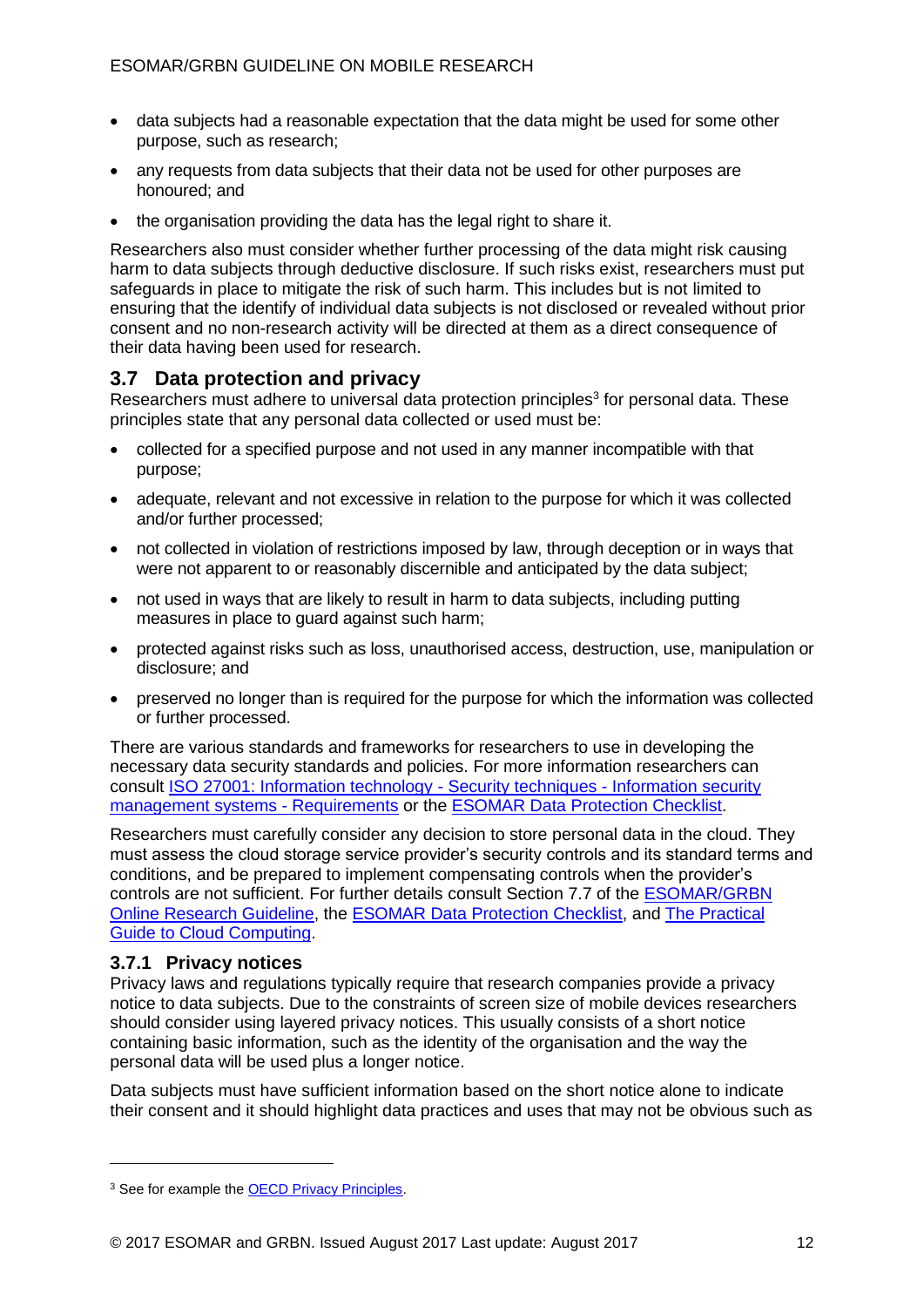- data subjects had a reasonable expectation that the data might be used for some other purpose, such as research;
- any requests from data subjects that their data not be used for other purposes are honoured; and
- the organisation providing the data has the legal right to share it.

Researchers also must consider whether further processing of the data might risk causing harm to data subjects through deductive disclosure. If such risks exist, researchers must put safeguards in place to mitigate the risk of such harm. This includes but is not limited to ensuring that the identify of individual data subjects is not disclosed or revealed without prior consent and no non-research activity will be directed at them as a direct consequence of their data having been used for research.

## 3.7 Data protection and privacy

Researchers must adhere to universal data protection principles[3] for personal data. These principles state that any personal data collected or used must be:

- collected for a specified purpose and not used in any manner incompatible with that purpose;
- adequate, relevant and not excessive in relation to the purpose for which it was collected and/or further processed;
- not collected in violation of restrictions imposed by law, through deception or in ways that were not apparent to or reasonably discernible and anticipated by the data subject;
- not used in ways that are likely to result in harm to data subjects, including putting measures in place to guard against such harm;
- protected against risks such as loss, unauthorised access, destruction, use, manipulation or disclosure; and
- preserved no longer than is required for the purpose for which the information was collected or further processed.

There are various standards and frameworks for researchers to use in developing the necessary data security standards and policies. For more information researchers can consult [ISO 27001: Information technology - Security techniques - Information security management systems - Requirements]() or the [ESOMAR Data Protection Checklist]().

Researchers must carefully consider any decision to store personal data in the cloud. They must assess the cloud storage service provider's security controls and its standard terms and conditions, and be prepared to implement compensating controls when the provider's controls are not sufficient. For further details consult Section 7.7 of the [ESOMAR/GRBN Online Research Guideline](), the [ESOMAR Data Protection Checklist](), and [The Practical Guide to Cloud Computing]().

### 3.7.1 Privacy notices

Privacy laws and regulations typically require that research companies provide a privacy notice to data subjects. Due to the constraints of screen size of mobile devices researchers should consider using layered privacy notices. This usually consists of a short notice containing basic information, such as the identity of the organisation and the way the personal data will be used plus a longer notice.

Data subjects must have sufficient information based on the short notice alone to indicate their consent and it should highlight data practices and uses that may not be obvious such as

---

[3] See for example the [OECD Privacy Principles]().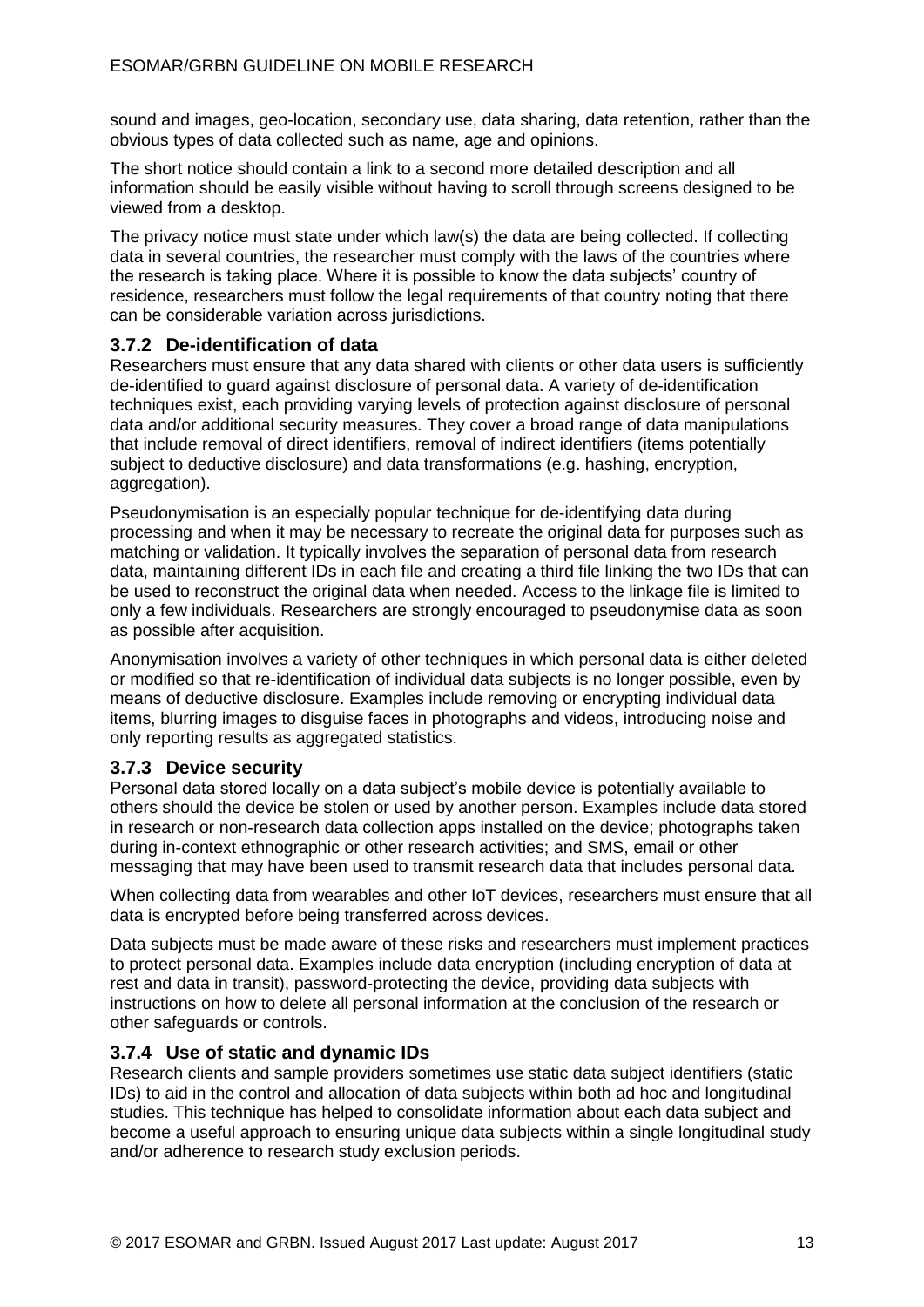sound and images, geo-location, secondary use, data sharing, data retention, rather than the obvious types of data collected such as name, age and opinions.

The short notice should contain a link to a second more detailed description and all information should be easily visible without having to scroll through screens designed to be viewed from a desktop.

The privacy notice must state under which law(s) the data are being collected. If collecting data in several countries, the researcher must comply with the laws of the countries where the research is taking place. Where it is possible to know the data subjects' country of residence, researchers must follow the legal requirements of that country noting that there can be considerable variation across jurisdictions.

### 3.7.2 De-identification of data

Researchers must ensure that any data shared with clients or other data users is sufficiently de-identified to guard against disclosure of personal data. A variety of de-identification techniques exist, each providing varying levels of protection against disclosure of personal data and/or additional security measures. They cover a broad range of data manipulations that include removal of direct identifiers, removal of indirect identifiers (items potentially subject to deductive disclosure) and data transformations (e.g. hashing, encryption, aggregation).

Pseudonymisation is an especially popular technique for de-identifying data during processing and when it may be necessary to recreate the original data for purposes such as matching or validation. It typically involves the separation of personal data from research data, maintaining different IDs in each file and creating a third file linking the two IDs that can be used to reconstruct the original data when needed. Access to the linkage file is limited to only a few individuals. Researchers are strongly encouraged to pseudonymise data as soon as possible after acquisition.

Anonymisation involves a variety of other techniques in which personal data is either deleted or modified so that re-identification of individual data subjects is no longer possible, even by means of deductive disclosure. Examples include removing or encrypting individual data items, blurring images to disguise faces in photographs and videos, introducing noise and only reporting results as aggregated statistics.

### 3.7.3 Device security

Personal data stored locally on a data subject's mobile device is potentially available to others should the device be stolen or used by another person. Examples include data stored in research or non-research data collection apps installed on the device; photographs taken during in-context ethnographic or other research activities; and SMS, email or other messaging that may have been used to transmit research data that includes personal data.

When collecting data from wearables and other IoT devices, researchers must ensure that all data is encrypted before being transferred across devices.

Data subjects must be made aware of these risks and researchers must implement practices to protect personal data. Examples include data encryption (including encryption of data at rest and data in transit), password-protecting the device, providing data subjects with instructions on how to delete all personal information at the conclusion of the research or other safeguards or controls.

### 3.7.4 Use of static and dynamic IDs

Research clients and sample providers sometimes use static data subject identifiers (static IDs) to aid in the control and allocation of data subjects within both ad hoc and longitudinal studies. This technique has helped to consolidate information about each data subject and become a useful approach to ensuring unique data subjects within a single longitudinal study and/or adherence to research study exclusion periods.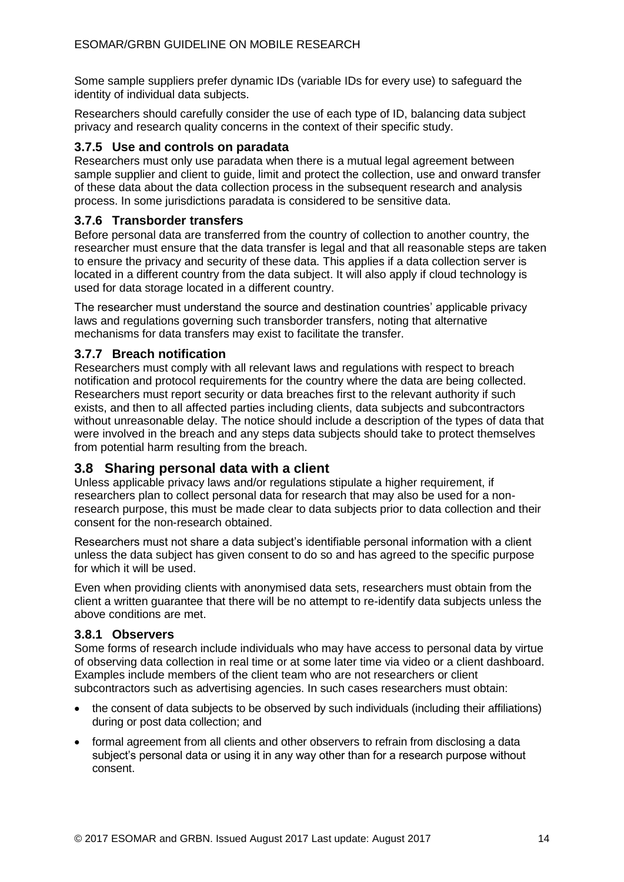Some sample suppliers prefer dynamic IDs (variable IDs for every use) to safeguard the identity of individual data subjects.

Researchers should carefully consider the use of each type of ID, balancing data subject privacy and research quality concerns in the context of their specific study.

### 3.7.5 Use and controls on paradata

Researchers must only use paradata when there is a mutual legal agreement between sample supplier and client to guide, limit and protect the collection, use and onward transfer of these data about the data collection process in the subsequent research and analysis process. In some jurisdictions paradata is considered to be sensitive data.

### 3.7.6 Transborder transfers

Before personal data are transferred from the country of collection to another country, the researcher must ensure that the data transfer is legal and that all reasonable steps are taken to ensure the privacy and security of these data. This applies if a data collection server is located in a different country from the data subject. It will also apply if cloud technology is used for data storage located in a different country.

The researcher must understand the source and destination countries' applicable privacy laws and regulations governing such transborder transfers, noting that alternative mechanisms for data transfers may exist to facilitate the transfer.

### 3.7.7 Breach notification

Researchers must comply with all relevant laws and regulations with respect to breach notification and protocol requirements for the country where the data are being collected. Researchers must report security or data breaches first to the relevant authority if such exists, and then to all affected parties including clients, data subjects and subcontractors without unreasonable delay. The notice should include a description of the types of data that were involved in the breach and any steps data subjects should take to protect themselves from potential harm resulting from the breach.

## 3.8 Sharing personal data with a client

Unless applicable privacy laws and/or regulations stipulate a higher requirement, if researchers plan to collect personal data for research that may also be used for a non-research purpose, this must be made clear to data subjects prior to data collection and their consent for the non-research obtained.

Researchers must not share a data subject's identifiable personal information with a client unless the data subject has given consent to do so and has agreed to the specific purpose for which it will be used.

Even when providing clients with anonymised data sets, researchers must obtain from the client a written guarantee that there will be no attempt to re-identify data subjects unless the above conditions are met.

### 3.8.1 Observers

Some forms of research include individuals who may have access to personal data by virtue of observing data collection in real time or at some later time via video or a client dashboard. Examples include members of the client team who are not researchers or client subcontractors such as advertising agencies. In such cases researchers must obtain:

- the consent of data subjects to be observed by such individuals (including their affiliations) during or post data collection; and
- formal agreement from all clients and other observers to refrain from disclosing a data subject's personal data or using it in any way other than for a research purpose without consent.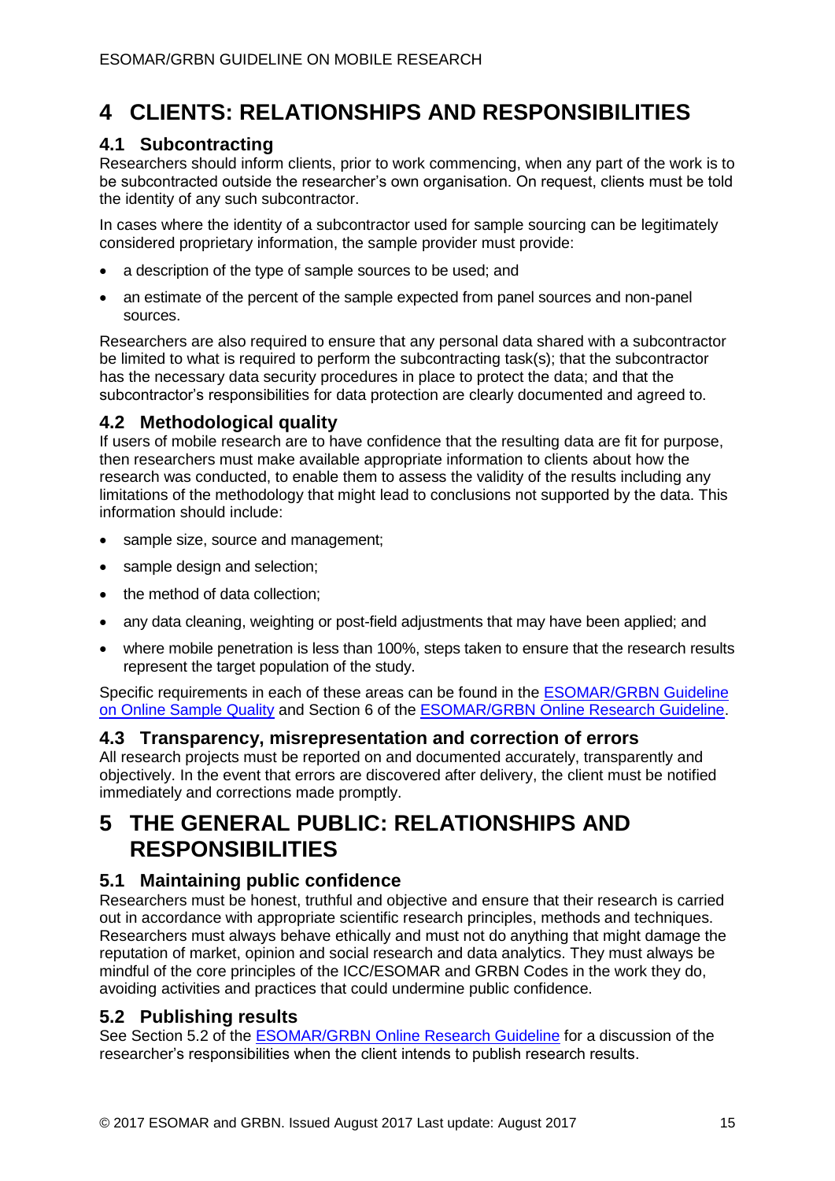# 4 CLIENTS: RELATIONSHIPS AND RESPONSIBILITIES

## 4.1 Subcontracting

Researchers should inform clients, prior to work commencing, when any part of the work is to be subcontracted outside the researcher's own organisation. On request, clients must be told the identity of any such subcontractor.

In cases where the identity of a subcontractor used for sample sourcing can be legitimately considered proprietary information, the sample provider must provide:

- a description of the type of sample sources to be used; and
- an estimate of the percent of the sample expected from panel sources and non-panel sources.

Researchers are also required to ensure that any personal data shared with a subcontractor be limited to what is required to perform the subcontracting task(s); that the subcontractor has the necessary data security procedures in place to protect the data; and that the subcontractor's responsibilities for data protection are clearly documented and agreed to.

## 4.2 Methodological quality

If users of mobile research are to have confidence that the resulting data are fit for purpose, then researchers must make available appropriate information to clients about how the research was conducted, to enable them to assess the validity of the results including any limitations of the methodology that might lead to conclusions not supported by the data. This information should include:

- sample size, source and management;
- sample design and selection;
- the method of data collection;
- any data cleaning, weighting or post-field adjustments that may have been applied; and
- where mobile penetration is less than 100%, steps taken to ensure that the research results represent the target population of the study.

Specific requirements in each of these areas can be found in the ESOMAR/GRBN Guideline on Online Sample Quality and Section 6 of the ESOMAR/GRBN Online Research Guideline.

## 4.3 Transparency, misrepresentation and correction of errors

All research projects must be reported on and documented accurately, transparently and objectively. In the event that errors are discovered after delivery, the client must be notified immediately and corrections made promptly.

# 5 THE GENERAL PUBLIC: RELATIONSHIPS AND RESPONSIBILITIES

## 5.1 Maintaining public confidence

Researchers must be honest, truthful and objective and ensure that their research is carried out in accordance with appropriate scientific research principles, methods and techniques. Researchers must always behave ethically and must not do anything that might damage the reputation of market, opinion and social research and data analytics. They must always be mindful of the core principles of the ICC/ESOMAR and GRBN Codes in the work they do, avoiding activities and practices that could undermine public confidence.

## 5.2 Publishing results

See Section 5.2 of the ESOMAR/GRBN Online Research Guideline for a discussion of the researcher's responsibilities when the client intends to publish research results.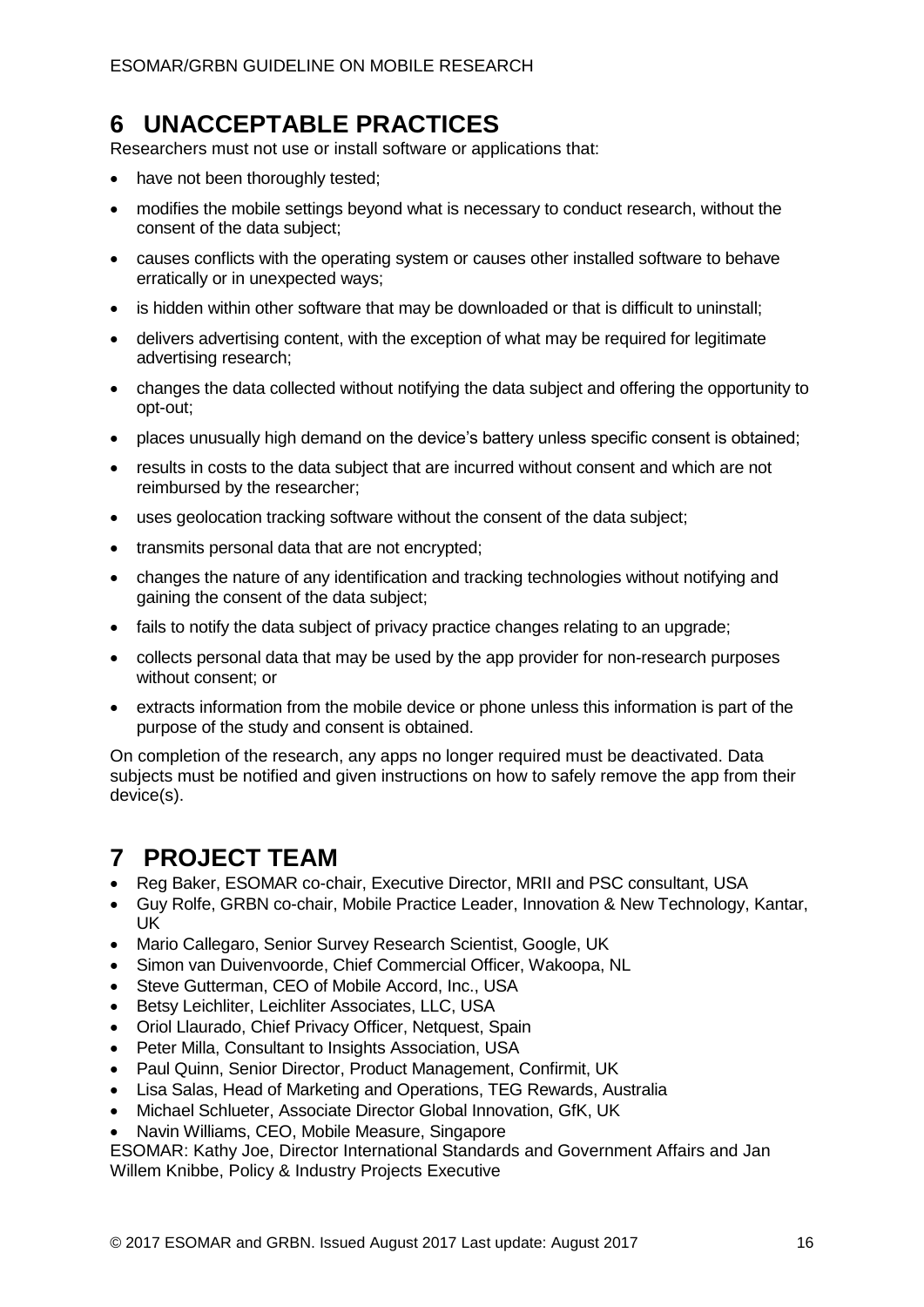# 6 UNACCEPTABLE PRACTICES

Researchers must not use or install software or applications that:

- have not been thoroughly tested;
- modifies the mobile settings beyond what is necessary to conduct research, without the consent of the data subject;
- causes conflicts with the operating system or causes other installed software to behave erratically or in unexpected ways;
- is hidden within other software that may be downloaded or that is difficult to uninstall;
- delivers advertising content, with the exception of what may be required for legitimate advertising research;
- changes the data collected without notifying the data subject and offering the opportunity to opt-out;
- places unusually high demand on the device's battery unless specific consent is obtained;
- results in costs to the data subject that are incurred without consent and which are not reimbursed by the researcher;
- uses geolocation tracking software without the consent of the data subject;
- transmits personal data that are not encrypted;
- changes the nature of any identification and tracking technologies without notifying and gaining the consent of the data subject;
- fails to notify the data subject of privacy practice changes relating to an upgrade;
- collects personal data that may be used by the app provider for non-research purposes without consent; or
- extracts information from the mobile device or phone unless this information is part of the purpose of the study and consent is obtained.

On completion of the research, any apps no longer required must be deactivated. Data subjects must be notified and given instructions on how to safely remove the app from their device(s).

# 7 PROJECT TEAM

- Reg Baker, ESOMAR co-chair, Executive Director, MRII and PSC consultant, USA
- Guy Rolfe, GRBN co-chair, Mobile Practice Leader, Innovation & New Technology, Kantar, UK
- Mario Callegaro, Senior Survey Research Scientist, Google, UK
- Simon van Duivenvoorde, Chief Commercial Officer, Wakoopa, NL
- Steve Gutterman, CEO of Mobile Accord, Inc., USA
- Betsy Leichliter, Leichliter Associates, LLC, USA
- Oriol Llaurado, Chief Privacy Officer, Netquest, Spain
- Peter Milla, Consultant to Insights Association, USA
- Paul Quinn, Senior Director, Product Management, Confirmit, UK
- Lisa Salas, Head of Marketing and Operations, TEG Rewards, Australia
- Michael Schlueter, Associate Director Global Innovation, GfK, UK
- Navin Williams, CEO, Mobile Measure, Singapore

ESOMAR: Kathy Joe, Director International Standards and Government Affairs and Jan Willem Knibbe, Policy & Industry Projects Executive